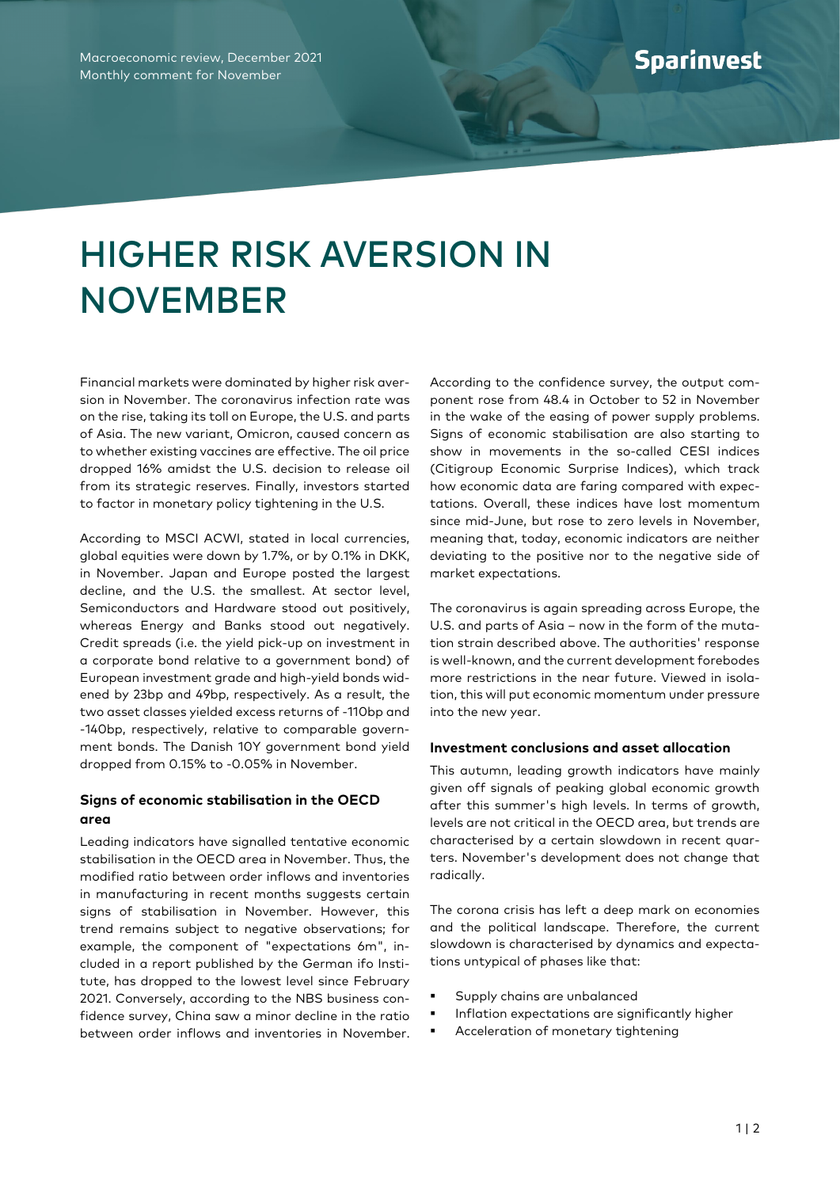Macroeconomic review, December 2021
Monthly comment for November

# HIGHER RISK AVERSION IN NOVEMBER

Financial markets were dominated by higher risk aversion in November. The coronavirus infection rate was on the rise, taking its toll on Europe, the U.S. and parts of Asia. The new variant, Omicron, caused concern as to whether existing vaccines are effective. The oil price dropped 16% amidst the U.S. decision to release oil from its strategic reserves. Finally, investors started to factor in monetary policy tightening in the U.S.

According to MSCI ACWI, stated in local currencies, global equities were down by 1.7%, or by 0.1% in DKK, in November. Japan and Europe posted the largest decline, and the U.S. the smallest. At sector level, Semiconductors and Hardware stood out positively, whereas Energy and Banks stood out negatively. Credit spreads (i.e. the yield pick-up on investment in a corporate bond relative to a government bond) of European investment grade and high-yield bonds widened by 23bp and 49bp, respectively. As a result, the two asset classes yielded excess returns of -110bp and -140bp, respectively, relative to comparable government bonds. The Danish 10Y government bond yield dropped from 0.15% to -0.05% in November.

### Signs of economic stabilisation in the OECD area

Leading indicators have signalled tentative economic stabilisation in the OECD area in November. Thus, the modified ratio between order inflows and inventories in manufacturing in recent months suggests certain signs of stabilisation in November. However, this trend remains subject to negative observations; for example, the component of "expectations 6m", included in a report published by the German ifo Institute, has dropped to the lowest level since February 2021. Conversely, according to the NBS business confidence survey, China saw a minor decline in the ratio between order inflows and inventories in November. According to the confidence survey, the output component rose from 48.4 in October to 52 in November in the wake of the easing of power supply problems. Signs of economic stabilisation are also starting to show in movements in the so-called CESI indices (Citigroup Economic Surprise Indices), which track how economic data are faring compared with expectations. Overall, these indices have lost momentum since mid-June, but rose to zero levels in November, meaning that, today, economic indicators are neither deviating to the positive nor to the negative side of market expectations.

The coronavirus is again spreading across Europe, the U.S. and parts of Asia – now in the form of the mutation strain described above. The authorities' response is well-known, and the current development forebodes more restrictions in the near future. Viewed in isolation, this will put economic momentum under pressure into the new year.

### Investment conclusions and asset allocation

This autumn, leading growth indicators have mainly given off signals of peaking global economic growth after this summer's high levels. In terms of growth, levels are not critical in the OECD area, but trends are characterised by a certain slowdown in recent quarters. November's development does not change that radically.

The corona crisis has left a deep mark on economies and the political landscape. Therefore, the current slowdown is characterised by dynamics and expectations untypical of phases like that:

- Supply chains are unbalanced
- Inflation expectations are significantly higher
- Acceleration of monetary tightening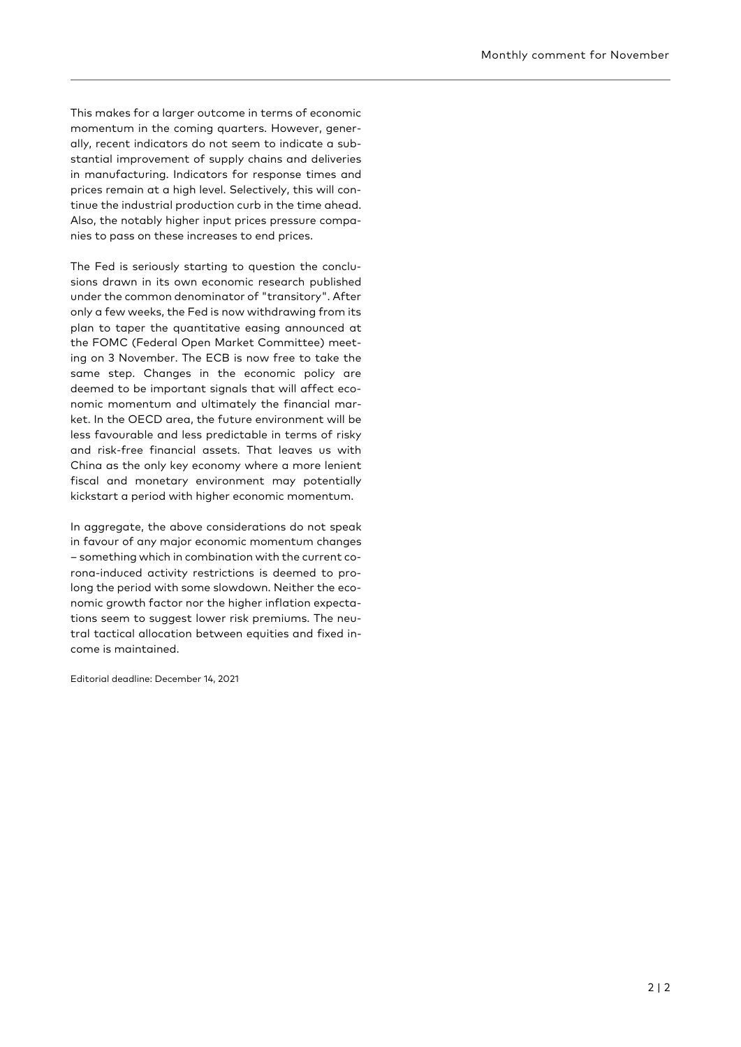This makes for a larger outcome in terms of economic momentum in the coming quarters. However, generally, recent indicators do not seem to indicate a substantial improvement of supply chains and deliveries in manufacturing. Indicators for response times and prices remain at a high level. Selectively, this will continue the industrial production curb in the time ahead. Also, the notably higher input prices pressure companies to pass on these increases to end prices.

The Fed is seriously starting to question the conclusions drawn in its own economic research published under the common denominator of "transitory". After only a few weeks, the Fed is now withdrawing from its plan to taper the quantitative easing announced at the FOMC (Federal Open Market Committee) meeting on 3 November. The ECB is now free to take the same step. Changes in the economic policy are deemed to be important signals that will affect economic momentum and ultimately the financial market. In the OECD area, the future environment will be less favourable and less predictable in terms of risky and risk-free financial assets. That leaves us with China as the only key economy where a more lenient fiscal and monetary environment may potentially kickstart a period with higher economic momentum.

In aggregate, the above considerations do not speak in favour of any major economic momentum changes – something which in combination with the current corona-induced activity restrictions is deemed to prolong the period with some slowdown. Neither the economic growth factor nor the higher inflation expectations seem to suggest lower risk premiums. The neutral tactical allocation between equities and fixed income is maintained.

Editorial deadline: December 14, 2021